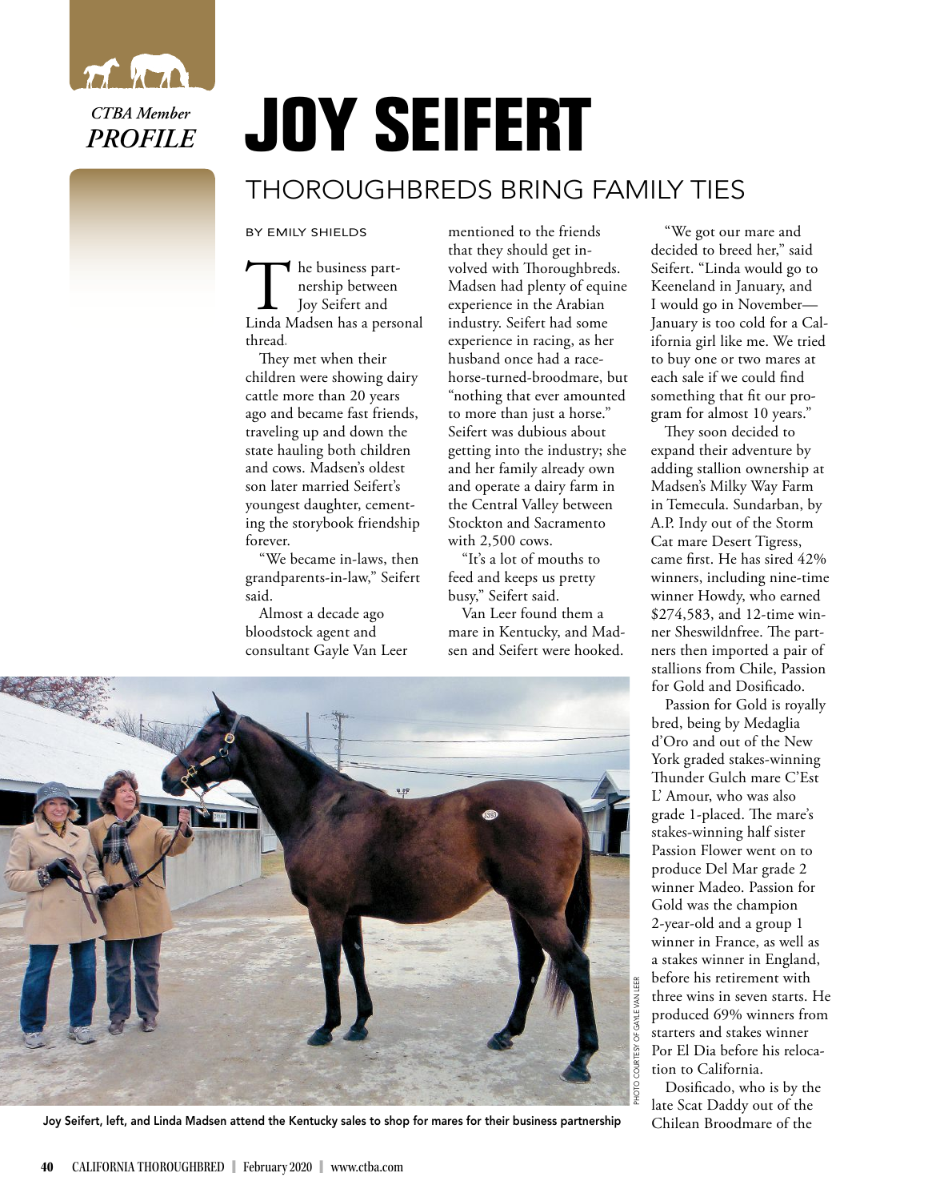*CTBA Member*
***PROFILE***

# JOY SEIFERT

## THOROUGHBREDS BRING FAMILY TIES

BY EMILY SHIELDS

The business partnership between Joy Seifert and Linda Madsen has a personal thread.

They met when their children were showing dairy cattle more than 20 years ago and became fast friends, traveling up and down the state hauling both children and cows. Madsen's oldest son later married Seifert's youngest daughter, cementing the storybook friendship forever.

"We became in-laws, then grandparents-in-law," Seifert said.

Almost a decade ago bloodstock agent and consultant Gayle Van Leer mentioned to the friends that they should get involved with Thoroughbreds. Madsen had plenty of equine experience in the Arabian industry. Seifert had some experience in racing, as her husband once had a racehorse-turned-broodmare, but "nothing that ever amounted to more than just a horse." Seifert was dubious about getting into the industry; she and her family already own and operate a dairy farm in the Central Valley between Stockton and Sacramento with 2,500 cows.

"It's a lot of mouths to feed and keeps us pretty busy," Seifert said.

Van Leer found them a mare in Kentucky, and Madsen and Seifert were hooked.

"We got our mare and decided to breed her," said Seifert. "Linda would go to Keeneland in January, and I would go in November—January is too cold for a California girl like me. We tried to buy one or two mares at each sale if we could find something that fit our program for almost 10 years."

They soon decided to expand their adventure by adding stallion ownership at Madsen's Milky Way Farm in Temecula. Sundarban, by A.P. Indy out of the Storm Cat mare Desert Tigress, came first. He has sired 42% winners, including nine-time winner Howdy, who earned $274,583, and 12-time winner Sheswildnfree. The partners then imported a pair of stallions from Chile, Passion for Gold and Dosificado.

Passion for Gold is royally bred, being by Medaglia d'Oro and out of the New York graded stakes-winning Thunder Gulch mare C'Est L' Amour, who was also grade 1-placed. The mare's stakes-winning half sister Passion Flower went on to produce Del Mar grade 2 winner Madeo. Passion for Gold was the champion 2-year-old and a group 1 winner in France, as well as a stakes winner in England, before his retirement with three wins in seven starts. He produced 69% winners from starters and stakes winner Por El Dia before his relocation to California.

Dosificado, who is by the late Scat Daddy out of the Chilean Broodmare of the

PHOTO COURTESY OF GAYLE VAN LEER

Joy Seifert, left, and Linda Madsen attend the Kentucky sales to shop for mares for their business partnership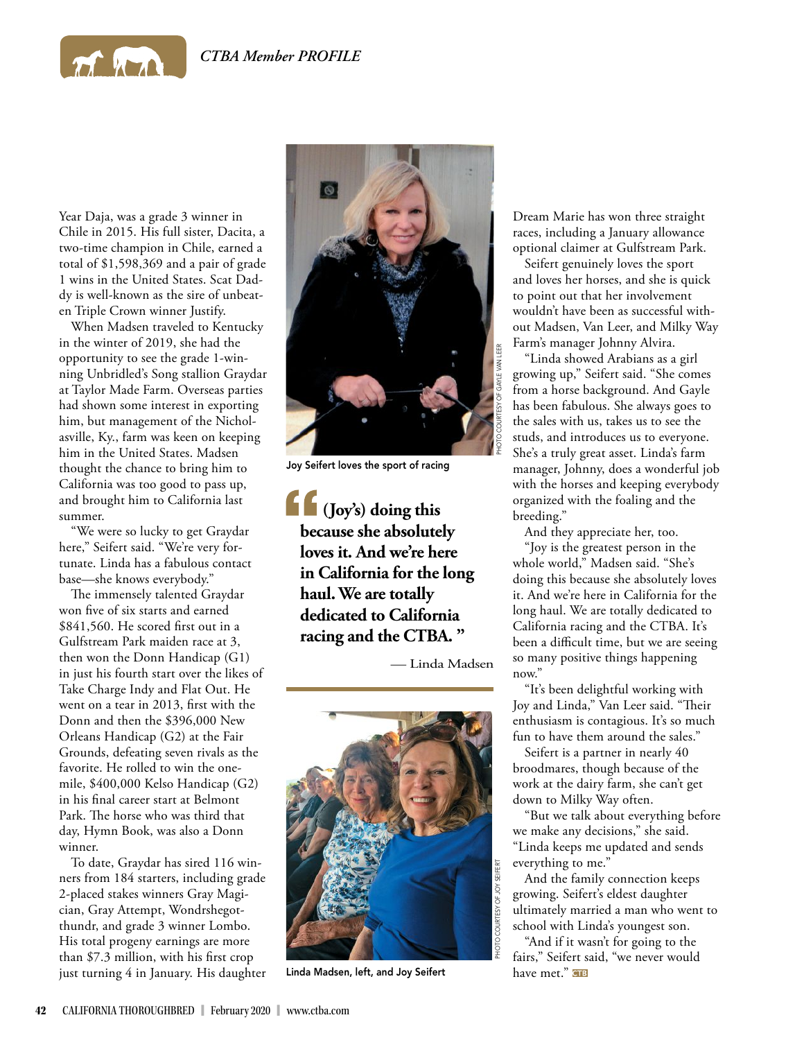Year Daja, was a grade 3 winner in Chile in 2015. His full sister, Dacita, a two-time champion in Chile, earned a total of $1,598,369 and a pair of grade 1 wins in the United States. Scat Daddy is well-known as the sire of unbeaten Triple Crown winner Justify.

When Madsen traveled to Kentucky in the winter of 2019, she had the opportunity to see the grade 1-winning Unbridled's Song stallion Graydar at Taylor Made Farm. Overseas parties had shown some interest in exporting him, but management of the Nicholasville, Ky., farm was keen on keeping him in the United States. Madsen thought the chance to bring him to California was too good to pass up, and brought him to California last summer.

"We were so lucky to get Graydar here," Seifert said. "We're very fortunate. Linda has a fabulous contact base—she knows everybody."

The immensely talented Graydar won five of six starts and earned $841,560. He scored first out in a Gulfstream Park maiden race at 3, then won the Donn Handicap (G1) in just his fourth start over the likes of Take Charge Indy and Flat Out. He went on a tear in 2013, first with the Donn and then the $396,000 New Orleans Handicap (G2) at the Fair Grounds, defeating seven rivals as the favorite. He rolled to win the one-mile, $400,000 Kelso Handicap (G2) in his final career start at Belmont Park. The horse who was third that day, Hymn Book, was also a Donn winner.

To date, Graydar has sired 116 winners from 184 starters, including grade 2-placed stakes winners Gray Magician, Gray Attempt, Wondrshegotthundr, and grade 3 winner Lombo. His total progeny earnings are more than $7.3 million, with his first crop just turning 4 in January. His daughter Dream Marie has won three straight races, including a January allowance optional claimer at Gulfstream Park.

PHOTO COURTESY OF GAYLE VAN LEER

Joy Seifert loves the sport of racing

> **"(Joy's) doing this because she absolutely loves it. And we're here in California for the long haul. We are totally dedicated to California racing and the CTBA."**
>
> — Linda Madsen

PHOTO COURTESY OF JOY SEIFERT

Linda Madsen, left, and Joy Seifert

Seifert genuinely loves the sport and loves her horses, and she is quick to point out that her involvement wouldn't have been as successful without Madsen, Van Leer, and Milky Way Farm's manager Johnny Alvira.

"Linda showed Arabians as a girl growing up," Seifert said. "She comes from a horse background. And Gayle has been fabulous. She always goes to the sales with us, takes us to see the studs, and introduces us to everyone. She's a truly great asset. Linda's farm manager, Johnny, does a wonderful job with the horses and keeping everybody organized with the foaling and the breeding."

And they appreciate her, too.

"Joy is the greatest person in the whole world," Madsen said. "She's doing this because she absolutely loves it. And we're here in California for the long haul. We are totally dedicated to California racing and the CTBA. It's been a difficult time, but we are seeing so many positive things happening now."

"It's been delightful working with Joy and Linda," Van Leer said. "Their enthusiasm is contagious. It's so much fun to have them around the sales."

Seifert is a partner in nearly 40 broodmares, though because of the work at the dairy farm, she can't get down to Milky Way often.

"But we talk about everything before we make any decisions," she said. "Linda keeps me updated and sends everything to me."

And the family connection keeps growing. Seifert's eldest daughter ultimately married a man who went to school with Linda's youngest son.

"And if it wasn't for going to the fairs," Seifert said, "we never would have met."